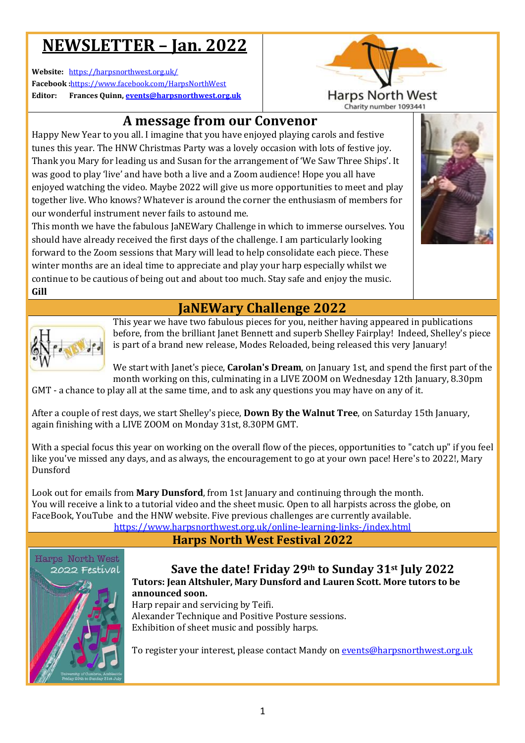# NEWSLETTER – Jan. 2022

**Website:** https://harpsnorthwest.org.uk/
**Facebook :**https://www.facebook.com/HarpsNorthWest
**Editor:** **Frances Quinn, events@harpsnorthwest.org.uk**

Harps North West
Charity number 1093441

## A message from our Convenor

Happy New Year to you all. I imagine that you have enjoyed playing carols and festive tunes this year. The HNW Christmas Party was a lovely occasion with lots of festive joy. Thank you Mary for leading us and Susan for the arrangement of 'We Saw Three Ships'. It was good to play 'live' and have both a live and a Zoom audience! Hope you all have enjoyed watching the video. Maybe 2022 will give us more opportunities to meet and play together live. Who knows? Whatever is around the corner the enthusiasm of members for our wonderful instrument never fails to astound me.

This month we have the fabulous JaNEWary Challenge in which to immerse ourselves. You should have already received the first days of the challenge. I am particularly looking forward to the Zoom sessions that Mary will lead to help consolidate each piece. These winter months are an ideal time to appreciate and play your harp especially whilst we continue to be cautious of being out and about too much. Stay safe and enjoy the music.

**Gill**

## JaNEWary Challenge 2022

This year we have two fabulous pieces for you, neither having appeared in publications before, from the brilliant Janet Bennett and superb Shelley Fairplay! Indeed, Shelley's piece is part of a brand new release, Modes Reloaded, being released this very January!

We start with Janet's piece, **Carolan's Dream**, on January 1st, and spend the first part of the month working on this, culminating in a LIVE ZOOM on Wednesday 12th January, 8.30pm GMT - a chance to play all at the same time, and to ask any questions you may have on any of it.

After a couple of rest days, we start Shelley's piece, **Down By the Walnut Tree**, on Saturday 15th January, again finishing with a LIVE ZOOM on Monday 31st, 8.30PM GMT.

With a special focus this year on working on the overall flow of the pieces, opportunities to "catch up" if you feel like you've missed any days, and as always, the encouragement to go at your own pace! Here's to 2022!, Mary Dunsford

Look out for emails from **Mary Dunsford**, from 1st January and continuing through the month. You will receive a link to a tutorial video and the sheet music. Open to all harpists across the globe, on FaceBook, YouTube and the HNW website. Five previous challenges are currently available.
https://www.harpsnorthwest.org.uk/online-learning-links-/index.html

## Harps North West Festival 2022

### Save the date! Friday 29th to Sunday 31st July 2022

**Tutors: Jean Altshuler, Mary Dunsford and Lauren Scott. More tutors to be announced soon.**
Harp repair and servicing by Teifi.
Alexander Technique and Positive Posture sessions.
Exhibition of sheet music and possibly harps.

To register your interest, please contact Mandy on events@harpsnorthwest.org.uk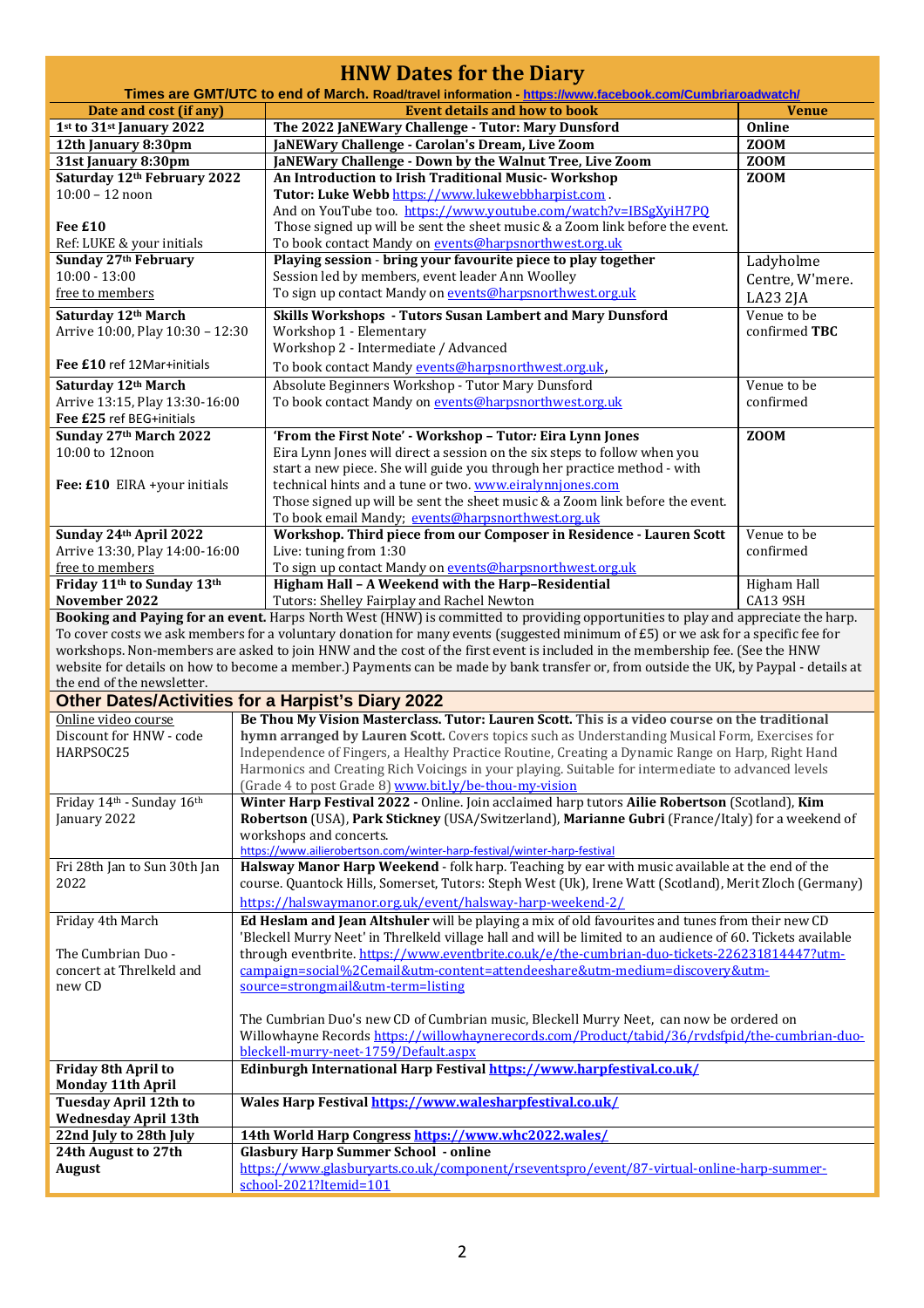# HNW Dates for the Diary

**Times are GMT/UTC to end of March. Road/travel information - https://www.facebook.com/Cumbriaroadwatch/**

| Date and cost (if any) | Event details and how to book | Venue |
|---|---|---|
| **1st to 31st January 2022** | **The 2022 JaNEWary Challenge - Tutor: Mary Dunsford** | **Online** |
| **12th January 8:30pm** | **JaNEWary Challenge - Carolan's Dream, Live Zoom** | **ZOOM** |
| **31st January 8:30pm** | **JaNEWary Challenge - Down by the Walnut Tree, Live Zoom** | **ZOOM** |
| **Saturday 12th February 2022**<br>10:00 – 12 noon<br><br>**Fee £10**<br>Ref: LUKE & your initials | **An Introduction to Irish Traditional Music- Workshop**<br>**Tutor: Luke Webb** https://www.lukewebbharpist.com .<br>And on YouTube too. https://www.youtube.com/watch?v=IBSgXyiH7PQ<br>Those signed up will be sent the sheet music & a Zoom link before the event.<br>To book contact Mandy on events@harpsnorthwest.org.uk | **ZOOM** |
| **Sunday 27th February**<br>10:00 - 13:00<br>free to members | **Playing session - bring your favourite piece to play together**<br>Session led by members, event leader Ann Woolley<br>To sign up contact Mandy on events@harpsnorthwest.org.uk | Ladyholme Centre, W'mere. LA23 2JA |
| **Saturday 12th March**<br>Arrive 10:00, Play 10:30 – 12:30<br><br>**Fee £10** ref 12Mar+initials | **Skills Workshops - Tutors Susan Lambert and Mary Dunsford**<br>Workshop 1 - Elementary<br>Workshop 2 - Intermediate / Advanced<br>To book contact Mandy events@harpsnorthwest.org.uk, | Venue to be confirmed **TBC** |
| **Saturday 12th March**<br>Arrive 13:15, Play 13:30-16:00<br>**Fee £25** ref BEG+initials | Absolute Beginners Workshop - Tutor Mary Dunsford<br>To book contact Mandy on events@harpsnorthwest.org.uk | Venue to be confirmed |
| **Sunday 27th March 2022**<br>10:00 to 12noon<br><br>**Fee: £10** EIRA +your initials | **'From the First Note' - Workshop – Tutor: Eira Lynn Jones**<br>Eira Lynn Jones will direct a session on the six steps to follow when you start a new piece. She will guide you through her practice method - with technical hints and a tune or two. www.eiralynnjones.com<br>Those signed up will be sent the sheet music & a Zoom link before the event.<br>To book email Mandy; events@harpsnorthwest.org.uk | **ZOOM** |
| **Sunday 24th April 2022**<br>Arrive 13:30, Play 14:00-16:00<br>free to members | **Workshop. Third piece from our Composer in Residence - Lauren Scott**<br>Live: tuning from 1:30<br>To sign up contact Mandy on events@harpsnorthwest.org.uk | Venue to be confirmed |
| **Friday 11th to Sunday 13th November 2022** | **Higham Hall – A Weekend with the Harp–Residential**<br>Tutors: Shelley Fairplay and Rachel Newton | Higham Hall CA13 9SH |

**Booking and Paying for an event.** Harps North West (HNW) is committed to providing opportunities to play and appreciate the harp. To cover costs we ask members for a voluntary donation for many events (suggested minimum of £5) or we ask for a specific fee for workshops. Non-members are asked to join HNW and the cost of the first event is included in the membership fee. (See the HNW website for details on how to become a member.) Payments can be made by bank transfer or, from outside the UK, by Paypal - details at the end of the newsletter.

## Other Dates/Activities for a Harpist's Diary 2022

| Date | Details |
|---|---|
| Online video course<br>Discount for HNW - code HARPSOC25 | **Be Thou My Vision Masterclass. Tutor: Lauren Scott. This is a video course on the traditional hymn arranged by Lauren Scott.** Covers topics such as Understanding Musical Form, Exercises for Independence of Fingers, a Healthy Practice Routine, Creating a Dynamic Range on Harp, Right Hand Harmonics and Creating Rich Voicings in your playing. Suitable for intermediate to advanced levels (Grade 4 to post Grade 8) www.bit.ly/be-thou-my-vision |
| Friday 14th - Sunday 16th January 2022 | **Winter Harp Festival 2022 -** Online. Join acclaimed harp tutors **Ailie Robertson** (Scotland), **Kim Robertson** (USA), **Park Stickney** (USA/Switzerland), **Marianne Gubri** (France/Italy) for a weekend of workshops and concerts.<br>https://www.ailierobertson.com/winter-harp-festival/winter-harp-festival |
| Fri 28th Jan to Sun 30th Jan 2022 | **Halsway Manor Harp Weekend** - folk harp. Teaching by ear with music available at the end of the course. Quantock Hills, Somerset, Tutors: Steph West (Uk), Irene Watt (Scotland), Merit Zloch (Germany)<br>https://halswaymanor.org.uk/event/halsway-harp-weekend-2/ |
| Friday 4th March<br><br>The Cumbrian Duo - concert at Threlkeld and new CD | **Ed Heslam and Jean Altshuler** will be playing a mix of old favourites and tunes from their new CD 'Bleckell Murry Neet' in Threlkeld village hall and will be limited to an audience of 60. Tickets available through eventbrite. https://www.eventbrite.co.uk/e/the-cumbrian-duo-tickets-226231814447?utm-campaign=social%2Cemail&utm-content=attendeeshare&utm-medium=discovery&utm-source=strongmail&utm-term=listing<br><br>The Cumbrian Duo's new CD of Cumbrian music, Bleckell Murry Neet, can now be ordered on Willowhayne Records https://willowhaynerecords.com/Product/tabid/36/rvdsfpid/the-cumbrian-duo-bleckell-murry-neet-1759/Default.aspx |
| **Friday 8th April to Monday 11th April** | **Edinburgh International Harp Festival https://www.harpfestival.co.uk/** |
| **Tuesday April 12th to Wednesday April 13th** | **Wales Harp Festival https://www.walesharpfestival.co.uk/** |
| **22nd July to 28th July** | **14th World Harp Congress https://www.whc2022.wales/** |
| **24th August to 27th August** | **Glasbury Harp Summer School - online**<br>https://www.glasburyarts.co.uk/component/rseventspro/event/87-virtual-online-harp-summer-school-2021?Itemid=101 |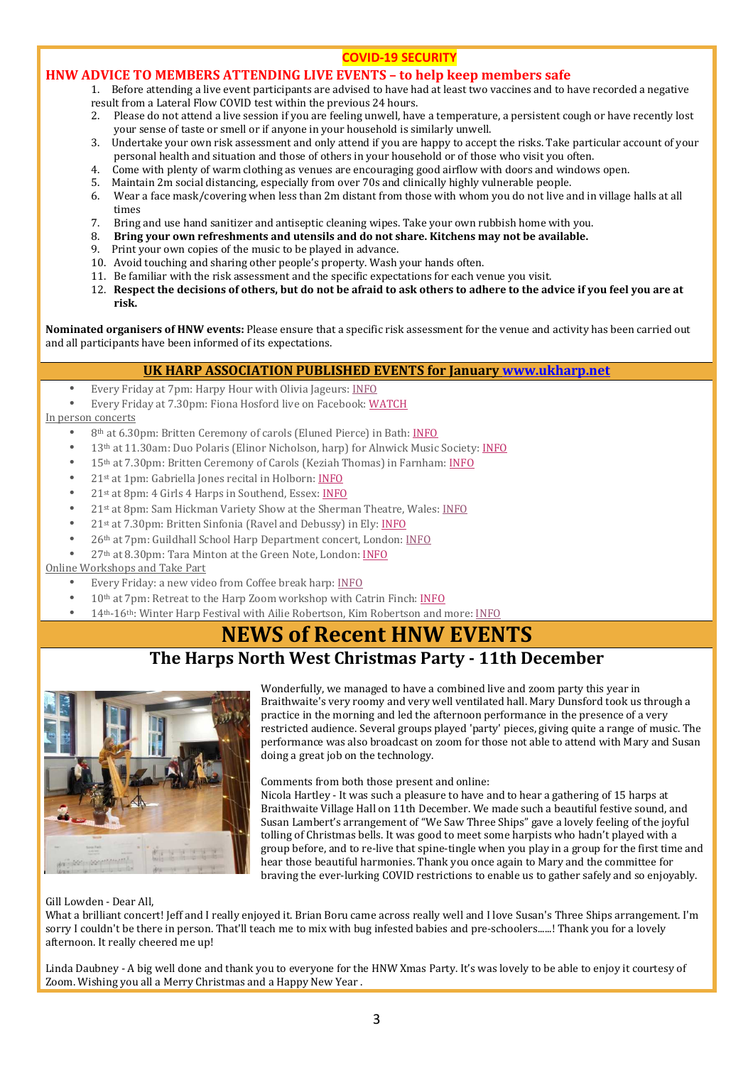## COVID-19 SECURITY

### HNW ADVICE TO MEMBERS ATTENDING LIVE EVENTS – to help keep members safe

1. Before attending a live event participants are advised to have had at least two vaccines and to have recorded a negative result from a Lateral Flow COVID test within the previous 24 hours.
2. Please do not attend a live session if you are feeling unwell, have a temperature, a persistent cough or have recently lost your sense of taste or smell or if anyone in your household is similarly unwell.
3. Undertake your own risk assessment and only attend if you are happy to accept the risks. Take particular account of your personal health and situation and those of others in your household or of those who visit you often.
4. Come with plenty of warm clothing as venues are encouraging good airflow with doors and windows open.
5. Maintain 2m social distancing, especially from over 70s and clinically highly vulnerable people.
6. Wear a face mask/covering when less than 2m distant from those with whom you do not live and in village halls at all times
7. Bring and use hand sanitizer and antiseptic cleaning wipes. Take your own rubbish home with you.
8. **Bring your own refreshments and utensils and do not share. Kitchens may not be available.**
9. Print your own copies of the music to be played in advance.
10. Avoid touching and sharing other people's property. Wash your hands often.
11. Be familiar with the risk assessment and the specific expectations for each venue you visit.
12. **Respect the decisions of others, but do not be afraid to ask others to adhere to the advice if you feel you are at risk.**

**Nominated organisers of HNW events:** Please ensure that a specific risk assessment for the venue and activity has been carried out and all participants have been informed of its expectations.

## UK HARP ASSOCIATION PUBLISHED EVENTS for January www.ukharp.net

- Every Friday at 7pm: Harpy Hour with Olivia Jageurs: INFO
- Every Friday at 7.30pm: Fiona Hosford live on Facebook: WATCH

In person concerts

- 8th at 6.30pm: Britten Ceremony of carols (Eluned Pierce) in Bath: INFO
- 13th at 11.30am: Duo Polaris (Elinor Nicholson, harp) for Alnwick Music Society: INFO
- 15th at 7.30pm: Britten Ceremony of Carols (Keziah Thomas) in Farnham: INFO
- 21st at 1pm: Gabriella Jones recital in Holborn: INFO
- 21st at 8pm: 4 Girls 4 Harps in Southend, Essex: INFO
- 21st at 8pm: Sam Hickman Variety Show at the Sherman Theatre, Wales: INFO
- 21st at 7.30pm: Britten Sinfonia (Ravel and Debussy) in Ely: INFO
- 26th at 7pm: Guildhall School Harp Department concert, London: INFO
- 27th at 8.30pm: Tara Minton at the Green Note, London: INFO

Online Workshops and Take Part

- Every Friday: a new video from Coffee break harp: INFO
- 10th at 7pm: Retreat to the Harp Zoom workshop with Catrin Finch: INFO
- 14th-16th: Winter Harp Festival with Ailie Robertson, Kim Robertson and more: INFO

# NEWS of Recent HNW EVENTS

## The Harps North West Christmas Party - 11th December

Wonderfully, we managed to have a combined live and zoom party this year in Braithwaite's very roomy and very well ventilated hall. Mary Dunsford took us through a practice in the morning and led the afternoon performance in the presence of a very restricted audience. Several groups played 'party' pieces, giving quite a range of music. The performance was also broadcast on zoom for those not able to attend with Mary and Susan doing a great job on the technology.

Comments from both those present and online:

Nicola Hartley - It was such a pleasure to have and to hear a gathering of 15 harps at Braithwaite Village Hall on 11th December. We made such a beautiful festive sound, and Susan Lambert's arrangement of "We Saw Three Ships" gave a lovely feeling of the joyful tolling of Christmas bells. It was good to meet some harpists who hadn't played with a group before, and to re-live that spine-tingle when you play in a group for the first time and hear those beautiful harmonies. Thank you once again to Mary and the committee for braving the ever-lurking COVID restrictions to enable us to gather safely and so enjoyably.

Gill Lowden - Dear All,
What a brilliant concert! Jeff and I really enjoyed it. Brian Boru came across really well and I love Susan's Three Ships arrangement. I'm sorry I couldn't be there in person. That'll teach me to mix with bug infested babies and pre-schoolers......! Thank you for a lovely afternoon. It really cheered me up!

Linda Daubney - A big well done and thank you to everyone for the HNW Xmas Party. It's was lovely to be able to enjoy it courtesy of Zoom. Wishing you all a Merry Christmas and a Happy New Year .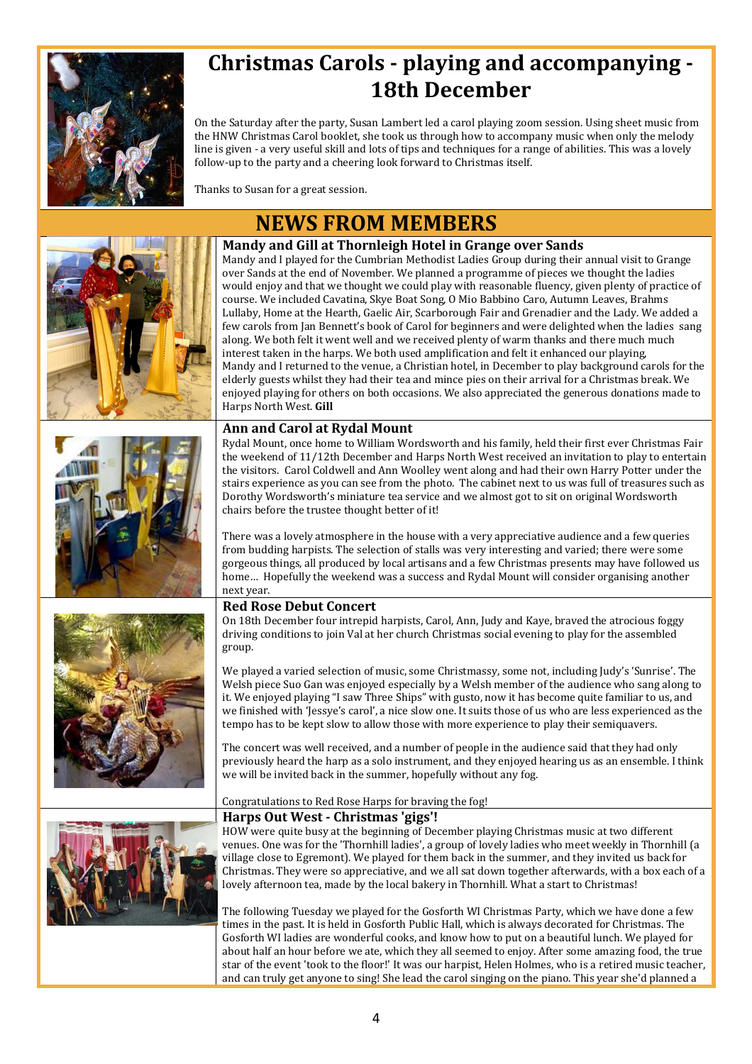# Christmas Carols - playing and accompanying - 18th December

On the Saturday after the party, Susan Lambert led a carol playing zoom session. Using sheet music from the HNW Christmas Carol booklet, she took us through how to accompany music when only the melody line is given - a very useful skill and lots of tips and techniques for a range of abilities. This was a lovely follow-up to the party and a cheering look forward to Christmas itself.

Thanks to Susan for a great session.

# NEWS FROM MEMBERS

### Mandy and Gill at Thornleigh Hotel in Grange over Sands

Mandy and I played for the Cumbrian Methodist Ladies Group during their annual visit to Grange over Sands at the end of November. We planned a programme of pieces we thought the ladies would enjoy and that we thought we could play with reasonable fluency, given plenty of practice of course. We included Cavatina, Skye Boat Song, O Mio Babbino Caro, Autumn Leaves, Brahms Lullaby, Home at the Hearth, Gaelic Air, Scarborough Fair and Grenadier and the Lady. We added a few carols from Jan Bennett's book of Carol for beginners and were delighted when the ladies sang along. We both felt it went well and we received plenty of warm thanks and there much much interest taken in the harps. We both used amplification and felt it enhanced our playing,
Mandy and I returned to the venue, a Christian hotel, in December to play background carols for the elderly guests whilst they had their tea and mince pies on their arrival for a Christmas break. We enjoyed playing for others on both occasions. We also appreciated the generous donations made to Harps North West. **Gill**

### Ann and Carol at Rydal Mount

Rydal Mount, once home to William Wordsworth and his family, held their first ever Christmas Fair the weekend of 11/12th December and Harps North West received an invitation to play to entertain the visitors. Carol Coldwell and Ann Woolley went along and had their own Harry Potter under the stairs experience as you can see from the photo. The cabinet next to us was full of treasures such as Dorothy Wordsworth's miniature tea service and we almost got to sit on original Wordsworth chairs before the trustee thought better of it!

There was a lovely atmosphere in the house with a very appreciative audience and a few queries from budding harpists. The selection of stalls was very interesting and varied; there were some gorgeous things, all produced by local artisans and a few Christmas presents may have followed us home… Hopefully the weekend was a success and Rydal Mount will consider organising another next year.

### Red Rose Debut Concert

On 18th December four intrepid harpists, Carol, Ann, Judy and Kaye, braved the atrocious foggy driving conditions to join Val at her church Christmas social evening to play for the assembled group.

We played a varied selection of music, some Christmassy, some not, including Judy's 'Sunrise'. The Welsh piece Suo Gan was enjoyed especially by a Welsh member of the audience who sang along to it. We enjoyed playing "I saw Three Ships" with gusto, now it has become quite familiar to us, and we finished with 'Jessye's carol', a nice slow one. It suits those of us who are less experienced as the tempo has to be kept slow to allow those with more experience to play their semiquavers.

The concert was well received, and a number of people in the audience said that they had only previously heard the harp as a solo instrument, and they enjoyed hearing us as an ensemble. I think we will be invited back in the summer, hopefully without any fog.

Congratulations to Red Rose Harps for braving the fog!

### Harps Out West - Christmas 'gigs'!

HOW were quite busy at the beginning of December playing Christmas music at two different venues. One was for the 'Thornhill ladies', a group of lovely ladies who meet weekly in Thornhill (a village close to Egremont). We played for them back in the summer, and they invited us back for Christmas. They were so appreciative, and we all sat down together afterwards, with a box each of a lovely afternoon tea, made by the local bakery in Thornhill. What a start to Christmas!

The following Tuesday we played for the Gosforth WI Christmas Party, which we have done a few times in the past. It is held in Gosforth Public Hall, which is always decorated for Christmas. The Gosforth WI ladies are wonderful cooks, and know how to put on a beautiful lunch. We played for about half an hour before we ate, which they all seemed to enjoy. After some amazing food, the true star of the event 'took to the floor!' It was our harpist, Helen Holmes, who is a retired music teacher, and can truly get anyone to sing! She lead the carol singing on the piano. This year she'd planned a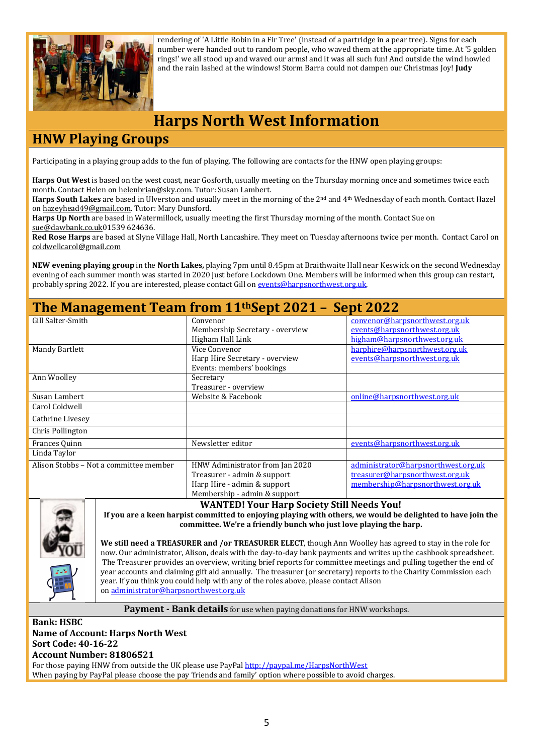rendering of 'A Little Robin in a Fir Tree' (instead of a partridge in a pear tree). Signs for each number were handed out to random people, who waved them at the appropriate time. At '5 golden rings!' we all stood up and waved our arms! and it was all such fun! And outside the wind howled and the rain lashed at the windows! Storm Barra could not dampen our Christmas Joy! **Judy**

# Harps North West Information

## HNW Playing Groups

Participating in a playing group adds to the fun of playing. The following are contacts for the HNW open playing groups:

**Harps Out West** is based on the west coast, near Gosforth, usually meeting on the Thursday morning once and sometimes twice each month. Contact Helen on helenbrian@sky.com. Tutor: Susan Lambert.
**Harps South Lakes** are based in Ulverston and usually meet in the morning of the 2nd and 4th Wednesday of each month. Contact Hazel on hazeyhead49@gmail.com. Tutor: Mary Dunsford.
**Harps Up North** are based in Watermillock, usually meeting the first Thursday morning of the month. Contact Sue on sue@dawbank.co.uk01539 624636.
**Red Rose Harps** are based at Slyne Village Hall, North Lancashire. They meet on Tuesday afternoons twice per month. Contact Carol on coldwellcarol@gmail.com

**NEW evening playing group** in the **North Lakes,** playing 7pm until 8.45pm at Braithwaite Hall near Keswick on the second Wednesday evening of each summer month was started in 2020 just before Lockdown One. Members will be informed when this group can restart, probably spring 2022. If you are interested, please contact Gill on events@harpsnorthwest.org.uk.

## The Management Team from 11th Sept 2021 – Sept 2022

| | | |
|---|---|---|
| Gill Salter-Smith | Convenor<br>Membership Secretary - overview<br>Higham Hall Link | convenor@harpsnorthwest.org.uk<br>events@harpsnorthwest.org.uk<br>higham@harpsnorthwest.org.uk |
| Mandy Bartlett | Vice Convenor<br>Harp Hire Secretary - overview<br>Events: members' bookings | harphire@harpsnorthwest.org.uk<br>events@harpsnorthwest.org.uk |
| Ann Woolley | Secretary<br>Treasurer - overview | |
| Susan Lambert | Website & Facebook | online@harpsnorthwest.org.uk |
| Carol Coldwell | | |
| Cathrine Livesey | | |
| Chris Pollington | | |
| Frances Quinn | Newsletter editor | events@harpsnorthwest.org.uk |
| Linda Taylor | | |
| Alison Stobbs – Not a committee member | HNW Administrator from Jan 2020<br>Treasurer - admin & support<br>Harp Hire - admin & support<br>Membership - admin & support | administrator@harpsnorthwest.org.uk<br>treasurer@harpsnorthwest.org.uk<br>membership@harpsnorthwest.org.uk |

### WANTED! Your Harp Society Still Needs You!

**If you are a keen harpist committed to enjoying playing with others, we would be delighted to have join the committee. We're a friendly bunch who just love playing the harp.**

**We still need a TREASURER and /or TREASURER ELECT**, though Ann Woolley has agreed to stay in the role for now. Our administrator, Alison, deals with the day-to-day bank payments and writes up the cashbook spreadsheet. The Treasurer provides an overview, writing brief reports for committee meetings and pulling together the end of year accounts and claiming gift aid annually. The treasurer (or secretary) reports to the Charity Commission each year. If you think you could help with any of the roles above, please contact Alison on administrator@harpsnorthwest.org.uk

**Payment - Bank details** for use when paying donations for HNW workshops.

**Bank: HSBC**
**Name of Account: Harps North West**
**Sort Code: 40-16-22**
**Account Number: 81806521**
For those paying HNW from outside the UK please use PayPal http://paypal.me/HarpsNorthWest
When paying by PayPal please choose the pay 'friends and family' option where possible to avoid charges.